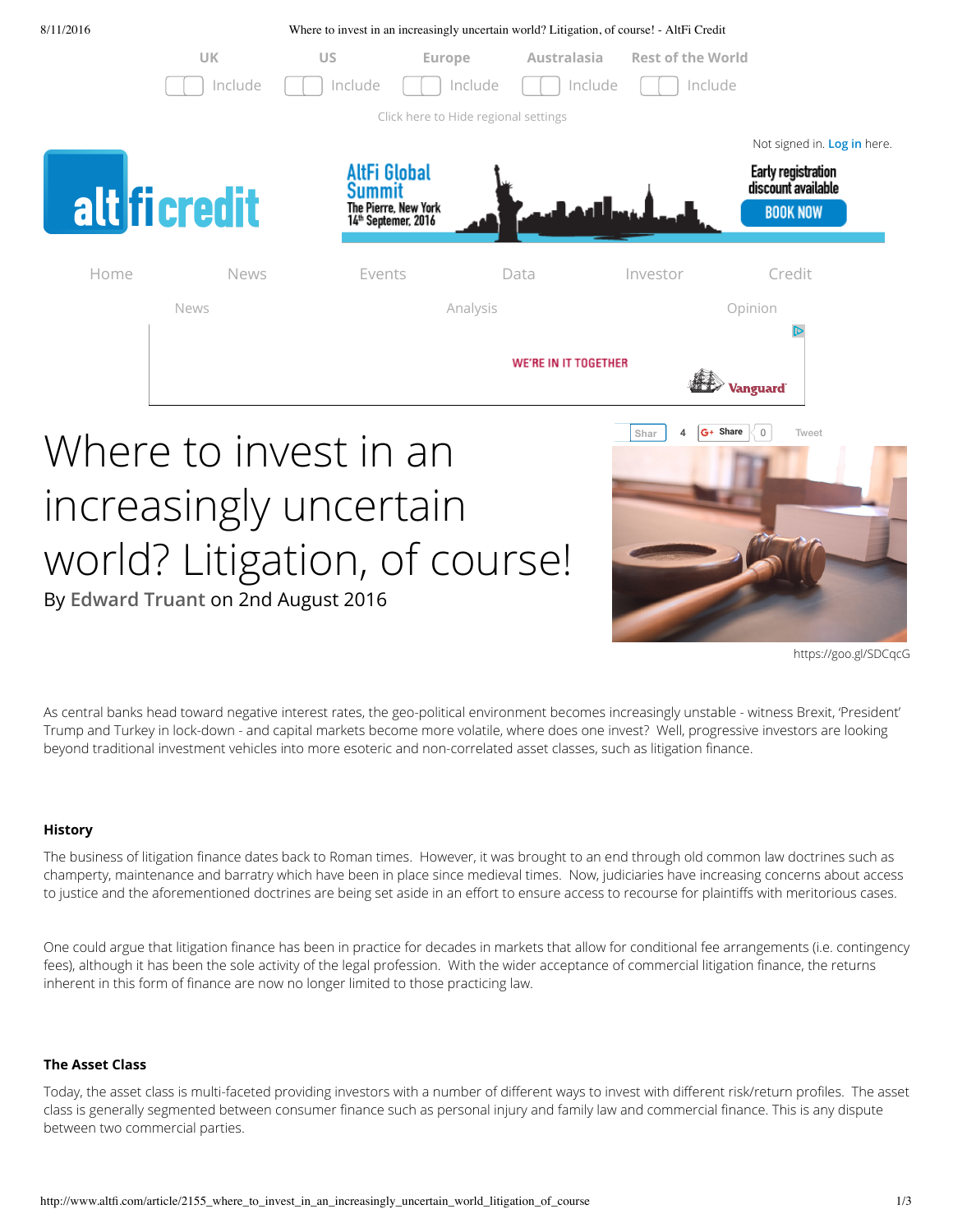# Where to invest in an increasingly uncertain world? Litigation, of course!

By **Edward Truant** on 2nd August 2016

https://goo.gl/SDCqcG

As central banks head toward negative interest rates, the geo-political environment becomes increasingly unstable - witness Brexit, 'President' Trump and Turkey in lock-down - and capital markets become more volatile, where does one invest? Well, progressive investors are looking beyond traditional investment vehicles into more esoteric and non-correlated asset classes, such as litigation finance.

### History

The business of litigation finance dates back to Roman times. However, it was brought to an end through old common law doctrines such as champerty, maintenance and barratry which have been in place since medieval times. Now, judiciaries have increasing concerns about access to justice and the aforementioned doctrines are being set aside in an effort to ensure access to recourse for plaintiffs with meritorious cases.

One could argue that litigation finance has been in practice for decades in markets that allow for conditional fee arrangements (i.e. contingency fees), although it has been the sole activity of the legal profession. With the wider acceptance of commercial litigation finance, the returns inherent in this form of finance are now no longer limited to those practicing law.

### The Asset Class

Today, the asset class is multi-faceted providing investors with a number of different ways to invest with different risk/return profiles. The asset class is generally segmented between consumer finance such as personal injury and family law and commercial finance. This is any dispute between two commercial parties.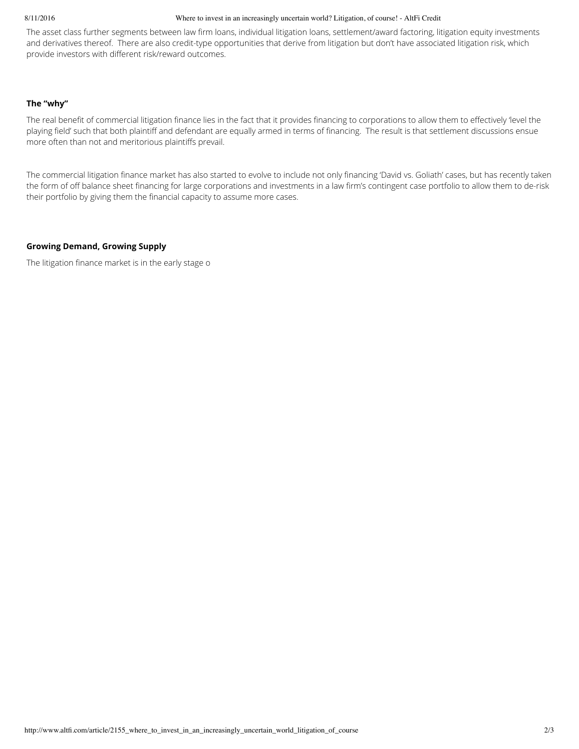The asset class further segments between law firm loans, individual litigation loans, settlement/award factoring, litigation equity investments and derivatives thereof. There are also credit-type opportunities that derive from litigation but don't have associated litigation risk, which provide investors with different risk/reward outcomes.

**The "why"**

The real benefit of commercial litigation finance lies in the fact that it provides financing to corporations to allow them to effectively 'level the playing field' such that both plaintiff and defendant are equally armed in terms of financing. The result is that settlement discussions ensue more often than not and meritorious plaintiffs prevail.

The commercial litigation finance market has also started to evolve to include not only financing 'David vs. Goliath' cases, but has recently taken the form of off balance sheet financing for large corporations and investments in a law firm's contingent case portfolio to allow them to de-risk their portfolio by giving them the financial capacity to assume more cases.

**Growing Demand, Growing Supply**

The litigation finance market is in the early stage o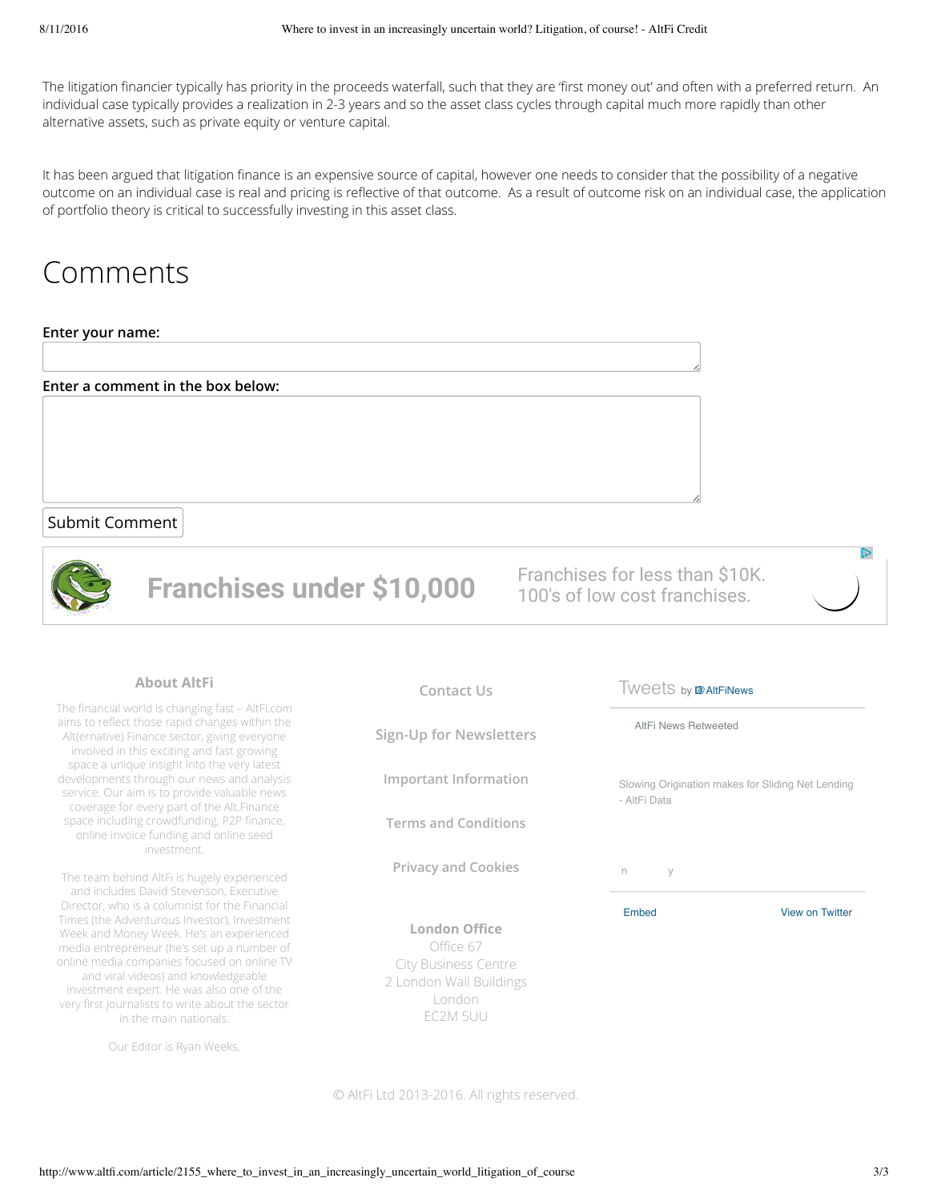The litigation financier typically has priority in the proceeds waterfall, such that they are 'first money out' and often with a preferred return. An individual case typically provides a realization in 2-3 years and so the asset class cycles through capital much more rapidly than other alternative assets, such as private equity or venture capital.

It has been argued that litigation finance is an expensive source of capital, however one needs to consider that the possibility of a negative outcome on an individual case is real and pricing is reflective of that outcome. As a result of outcome risk on an individual case, the application of portfolio theory is critical to successfully investing in this asset class.

# Comments

**Enter your name:**

**Enter a comment in the box below:**

Submit Comment

Franchises under $10,000

Franchises for less than $10K.
100's of low cost franchises.

**About AltFi**

The financial world is changing fast – AltFi.com aims to reflect those rapid changes within the Alt(ernative) Finance sector, giving everyone involved in this exciting and fast growing space a unique insight into the very latest developments through our news and analysis service. Our aim is to provide valuable news coverage for every part of the Alt.Finance space including crowdfunding, P2P finance, online invoice funding and online seed investment.

The team behind AltFi is hugely experienced and includes David Stevenson, Executive Director, who is a columnist for the Financial Times (the Adventurous Investor), Investment Week and Money Week. He's an experienced media entrepreneur (he's set up a number of online media companies focused on online TV and viral videos) and knowledgeable investment expert. He was also one of the very first journalists to write about the sector in the main nationals.

Our Editor is Ryan Weeks.

**Contact Us**

**Sign-Up for Newsletters**

**Important Information**

**Terms and Conditions**

**Privacy and Cookies**

**London Office**
Office 67
City Business Centre
2 London Wall Buildings
London
EC2M 5UU

Tweets by @AltFiNews

AltFi News Retweeted

Slowing Origination makes for Sliding Net Lending - AltFi Data

Embed View on Twitter

© AltFi Ltd 2013-2016. All rights reserved.